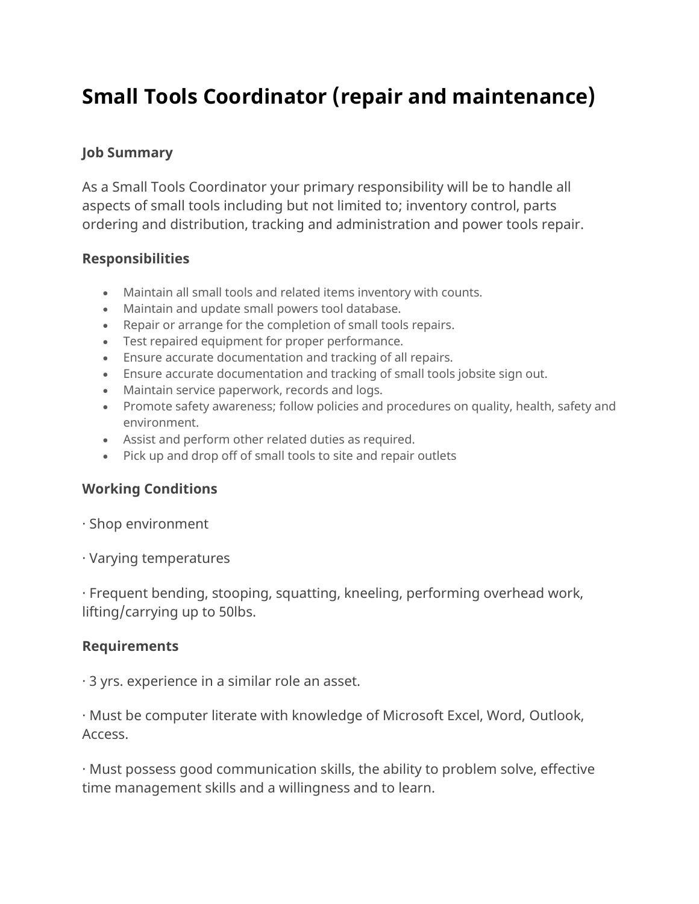# Small Tools Coordinator (repair and maintenance)

### Job Summary

As a Small Tools Coordinator your primary responsibility will be to handle all aspects of small tools including but not limited to; inventory control, parts ordering and distribution, tracking and administration and power tools repair.

### Responsibilities

- Maintain all small tools and related items inventory with counts.
- Maintain and update small powers tool database.
- Repair or arrange for the completion of small tools repairs.
- Test repaired equipment for proper performance.
- Ensure accurate documentation and tracking of all repairs.
- Ensure accurate documentation and tracking of small tools jobsite sign out.
- Maintain service paperwork, records and logs.
- Promote safety awareness; follow policies and procedures on quality, health, safety and environment.
- Assist and perform other related duties as required.
- Pick up and drop off of small tools to site and repair outlets

### Working Conditions

· Shop environment

· Varying temperatures

· Frequent bending, stooping, squatting, kneeling, performing overhead work, lifting/carrying up to 50lbs.

### Requirements

· 3 yrs. experience in a similar role an asset.

· Must be computer literate with knowledge of Microsoft Excel, Word, Outlook, Access.

· Must possess good communication skills, the ability to problem solve, effective time management skills and a willingness and to learn.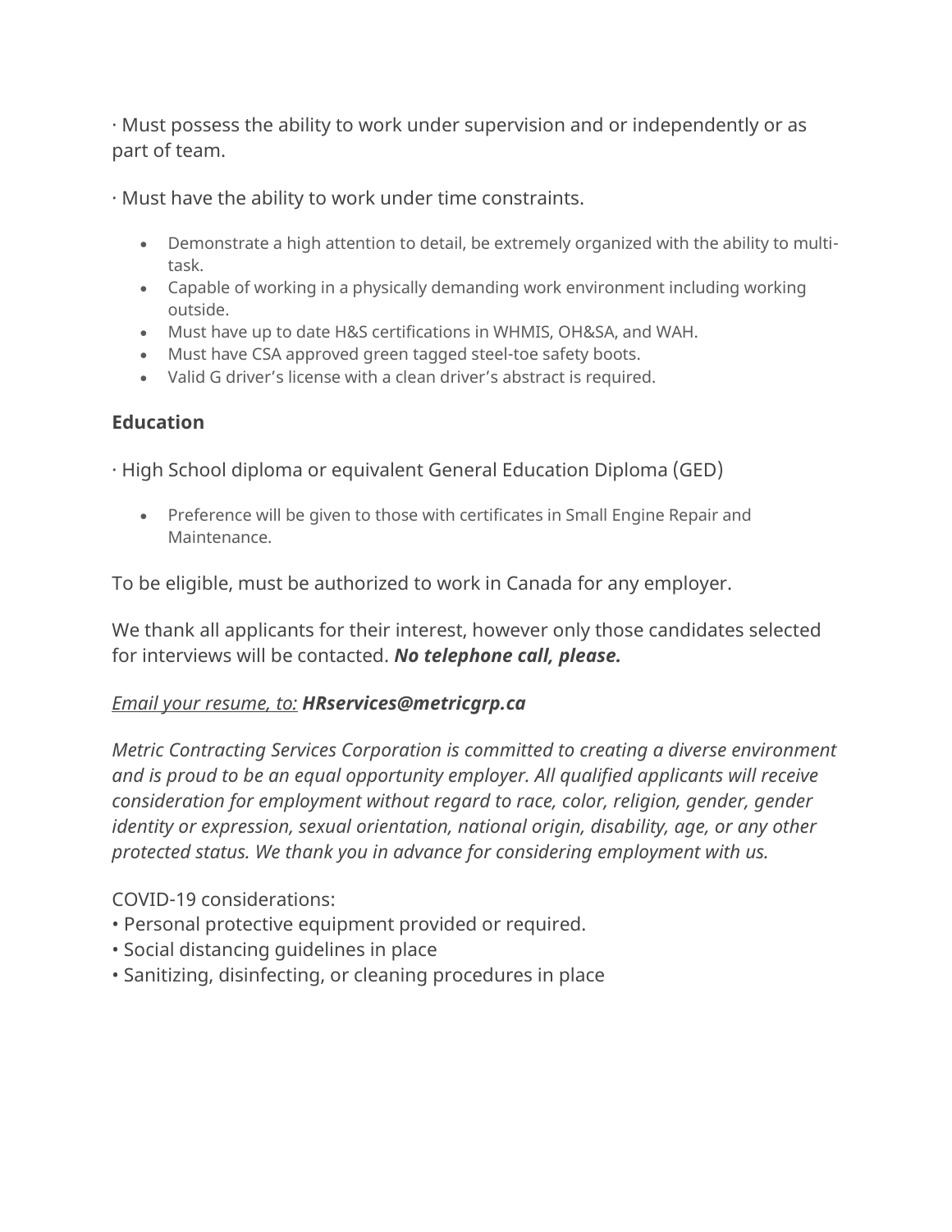· Must possess the ability to work under supervision and or independently or as part of team.

· Must have the ability to work under time constraints.

- Demonstrate a high attention to detail, be extremely organized with the ability to multi-task.
- Capable of working in a physically demanding work environment including working outside.
- Must have up to date H&S certifications in WHMIS, OH&SA, and WAH.
- Must have CSA approved green tagged steel-toe safety boots.
- Valid G driver's license with a clean driver's abstract is required.

**Education**

· High School diploma or equivalent General Education Diploma (GED)

- Preference will be given to those with certificates in Small Engine Repair and Maintenance.

To be eligible, must be authorized to work in Canada for any employer.

We thank all applicants for their interest, however only those candidates selected for interviews will be contacted. ***No telephone call, please.***

*Email your resume, to:* ***HRservices@metricgrp.ca***

*Metric Contracting Services Corporation is committed to creating a diverse environment and is proud to be an equal opportunity employer. All qualified applicants will receive consideration for employment without regard to race, color, religion, gender, gender identity or expression, sexual orientation, national origin, disability, age, or any other protected status. We thank you in advance for considering employment with us.*

COVID-19 considerations:
• Personal protective equipment provided or required.
• Social distancing guidelines in place
• Sanitizing, disinfecting, or cleaning procedures in place